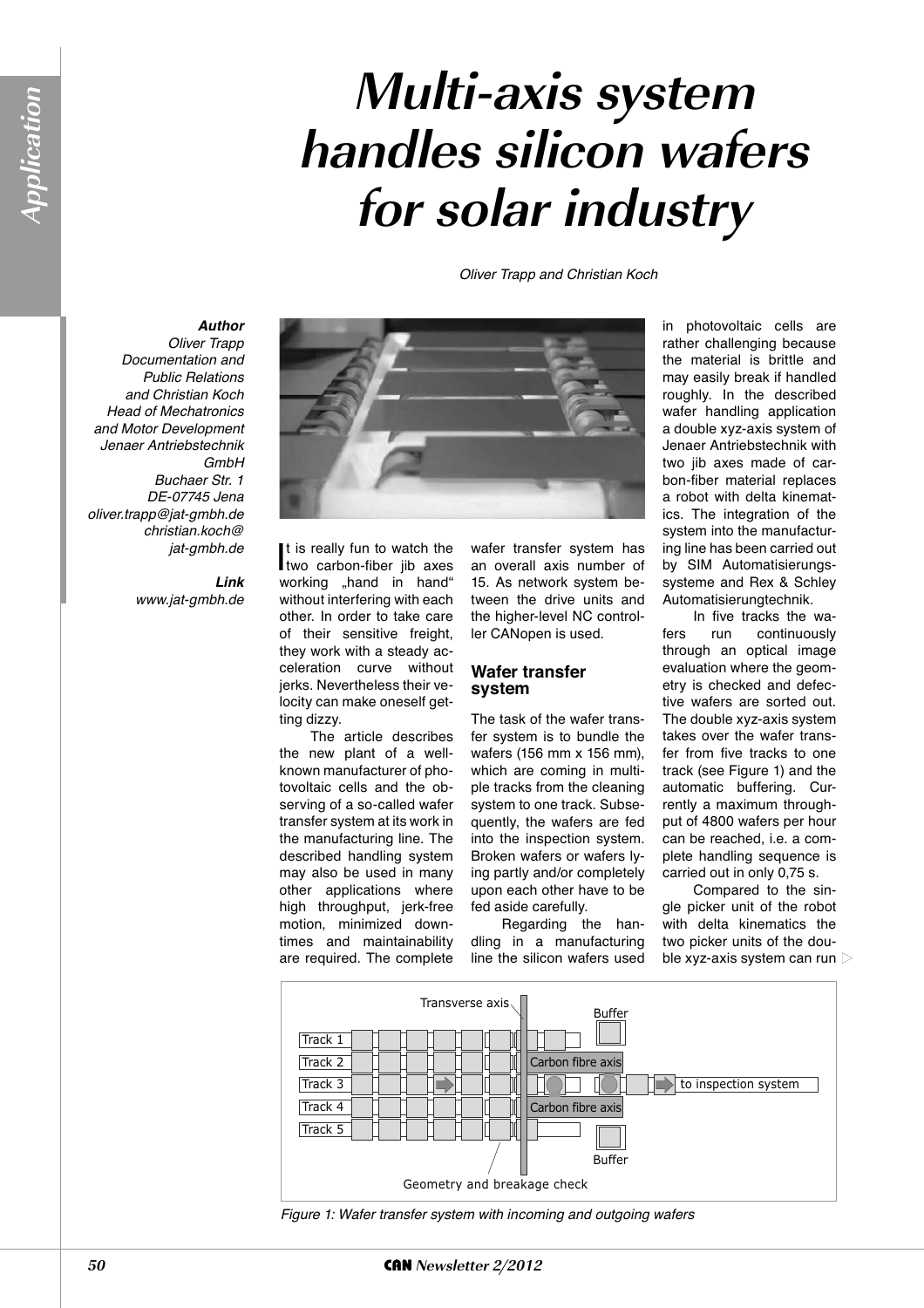# Multi-axis system handles silicon wafers for solar industry

*Oliver Trapp and Christian Koch*

***Author***
*Oliver Trapp*
*Documentation and Public Relations*
*and Christian Koch*
*Head of Mechatronics and Motor Development*
*Jenaer Antriebstechnik GmbH*
*Buchaer Str. 1*
*DE-07745 Jena*
*oliver.trapp@jat-gmbh.de*
*christian.koch@jat-gmbh.de*

***Link***
*www.jat-gmbh.de*

It is really fun to watch the two carbon-fiber jib axes working „hand in hand" without interfering with each other. In order to take care of their sensitive freight, they work with a steady acceleration curve without jerks. Nevertheless their velocity can make oneself getting dizzy.

The article describes the new plant of a well-known manufacturer of photovoltaic cells and the observing of a so-called wafer transfer system at its work in the manufacturing line. The described handling system may also be used in many other applications where high throughput, jerk-free motion, minimized downtimes and maintainability are required. The complete wafer transfer system has an overall axis number of 15. As network system between the drive units and the higher-level NC controller CANopen is used.

## Wafer transfer system

The task of the wafer transfer system is to bundle the wafers (156 mm x 156 mm), which are coming in multiple tracks from the cleaning system to one track. Subsequently, the wafers are fed into the inspection system. Broken wafers or wafers lying partly and/or completely upon each other have to be fed aside carefully.

Regarding the handling in a manufacturing line the silicon wafers used in photovoltaic cells are rather challenging because the material is brittle and may easily break if handled roughly. In the described wafer handling application a double xyz-axis system of Jenaer Antriebstechnik with two jib axes made of carbon-fiber material replaces a robot with delta kinematics. The integration of the system into the manufacturing line has been carried out by SIM Automatisierungssysteme and Rex & Schley Automatisierungtechnik.

In five tracks the wafers run continuously through an optical image evaluation where the geometry is checked and defective wafers are sorted out. The double xyz-axis system takes over the wafer transfer from five tracks to one track (see Figure 1) and the automatic buffering. Currently a maximum throughput of 4800 wafers per hour can be reached, i.e. a complete handling sequence is carried out in only 0,75 s.

Compared to the single picker unit of the robot with delta kinematics the two picker units of the double xyz-axis system can run

*Figure 1: Wafer transfer system with incoming and outgoing wafers*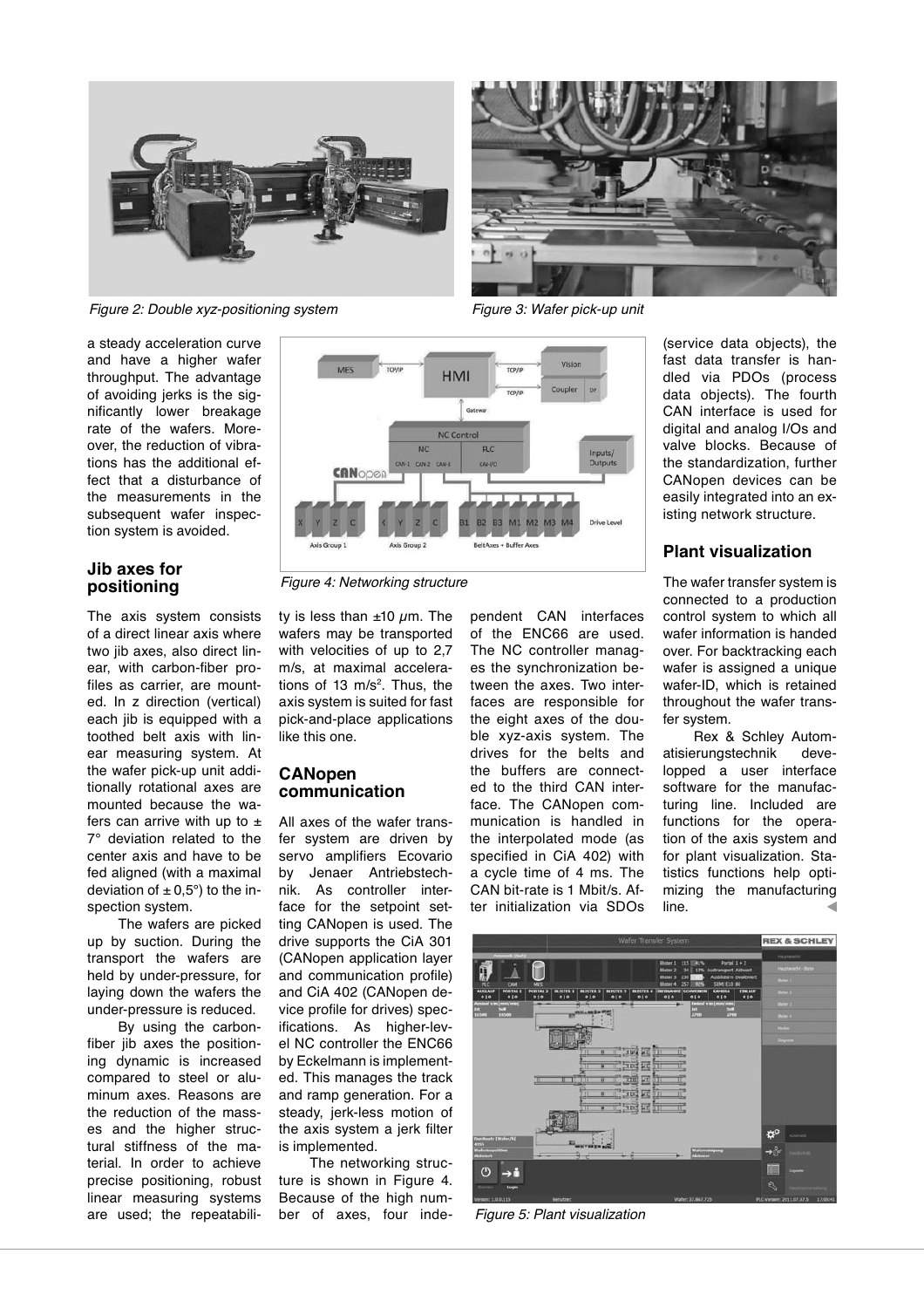Figure 2: Double xyz-positioning system

Figure 3: Wafer pick-up unit

a steady acceleration curve and have a higher wafer throughput. The advantage of avoiding jerks is the significantly lower breakage rate of the wafers. Moreover, the reduction of vibrations has the additional effect that a disturbance of the measurements in the subsequent wafer inspection system is avoided.

## Jib axes for positioning

The axis system consists of a direct linear axis where two jib axes, also direct linear, with carbon-fiber profiles as carrier, are mounted. In z direction (vertical) each jib is equipped with a toothed belt axis with linear measuring system. At the wafer pick-up unit additionally rotational axes are mounted because the wafers can arrive with up to ± 7° deviation related to the center axis and have to be fed aligned (with a maximal deviation of ± 0,5°) to the inspection system.

The wafers are picked up by suction. During the transport the wafers are held by under-pressure, for laying down the wafers the under-pressure is reduced.

By using the carbon-fiber jib axes the positioning dynamic is increased compared to steel or aluminum axes. Reasons are the reduction of the masses and the higher structural stiffness of the material. In order to achieve precise positioning, robust linear measuring systems are used; the repeatability is less than ±10 $\mu$m. The wafers may be transported with velocities of up to 2,7 m/s, at maximal accelerations of 13 m/s$^2$. Thus, the axis system is suited for fast pick-and-place applications like this one.

Figure 4: Networking structure

## CANopen communication

All axes of the wafer transfer system are driven by servo amplifiers Ecovario by Jenaer Antriebstechnik. As controller interface for the setpoint setting CANopen is used. The drive supports the CiA 301 (CANopen application layer and communication profile) and CiA 402 (CANopen device profile for drives) specifications. As higher-level NC controller the ENC66 by Eckelmann is implemented. This manages the track and ramp generation. For a steady, jerk-less motion of the axis system a jerk filter is implemented.

The networking structure is shown in Figure 4. Because of the high number of axes, four independent CAN interfaces of the ENC66 are used. The NC controller manages the synchronization between the axes. Two interfaces are responsible for the eight axes of the double xyz-axis system. The drives for the belts and the buffers are connected to the third CAN interface. The CANopen communication is handled in the interpolated mode (as specified in CiA 402) with a cycle time of 4 ms. The CAN bit-rate is 1 Mbit/s. After initialization via SDOs (service data objects), the fast data transfer is handled via PDOs (process data objects). The fourth CAN interface is used for digital and analog I/Os and valve blocks. Because of the standardization, further CANopen devices can be easily integrated into an existing network structure.

## Plant visualization

The wafer transfer system is connected to a production control system to which all wafer information is handed over. For backtracking each wafer is assigned a unique wafer-ID, which is retained throughout the wafer transfer system.

Rex & Schley Automatisierungstechnik developped a user interface software for the manufacturing line. Included are functions for the operation of the axis system and for plant visualization. Statistics functions help optimizing the manufacturing line.

Figure 5: Plant visualization